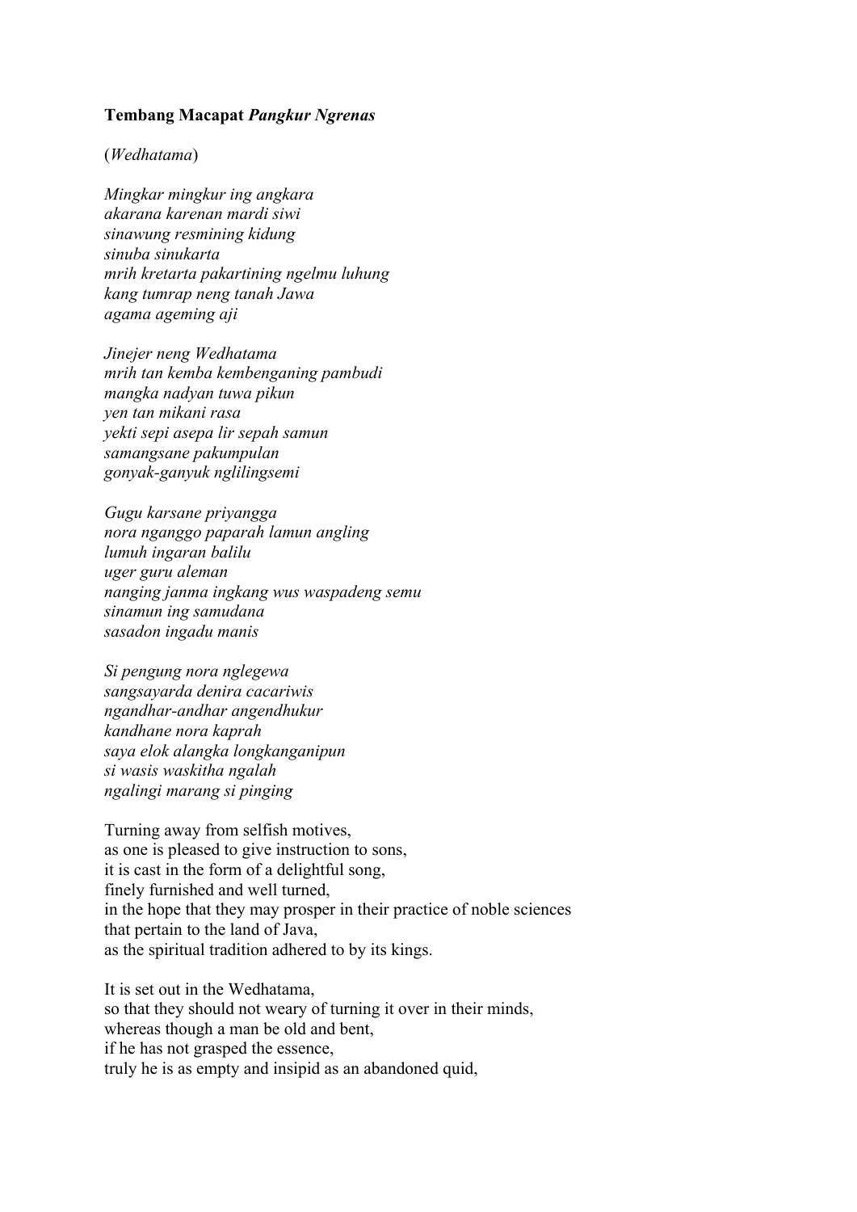**Tembang Macapat *Pangkur Ngrenas***

(*Wedhatama*)

*Mingkar mingkur ing angkara*
*akarana karenan mardi siwi*
*sinawung resmining kidung*
*sinuba sinukarta*
*mrih kretarta pakartining ngelmu luhung*
*kang tumrap neng tanah Jawa*
*agama ageming aji*

*Jinejer neng Wedhatama*
*mrih tan kemba kembenganing pambudi*
*mangka nadyan tuwa pikun*
*yen tan mikani rasa*
*yekti sepi asepa lir sepah samun*
*samangsane pakumpulan*
*gonyak-ganyuk nglilingsemi*

*Gugu karsane priyangga*
*nora nganggo paparah lamun angling*
*lumuh ingaran balilu*
*uger guru aleman*
*nanging janma ingkang wus waspadeng semu*
*sinamun ing samudana*
*sasadon ingadu manis*

*Si pengung nora nglegewa*
*sangsayarda denira cacariwis*
*ngandhar-andhar angendhukur*
*kandhane nora kaprah*
*saya elok alangka longkanganipun*
*si wasis waskitha ngalah*
*ngalingi marang si pinging*

Turning away from selfish motives,
as one is pleased to give instruction to sons,
it is cast in the form of a delightful song,
finely furnished and well turned,
in the hope that they may prosper in their practice of noble sciences
that pertain to the land of Java,
as the spiritual tradition adhered to by its kings.

It is set out in the Wedhatama,
so that they should not weary of turning it over in their minds,
whereas though a man be old and bent,
if he has not grasped the essence,
truly he is as empty and insipid as an abandoned quid,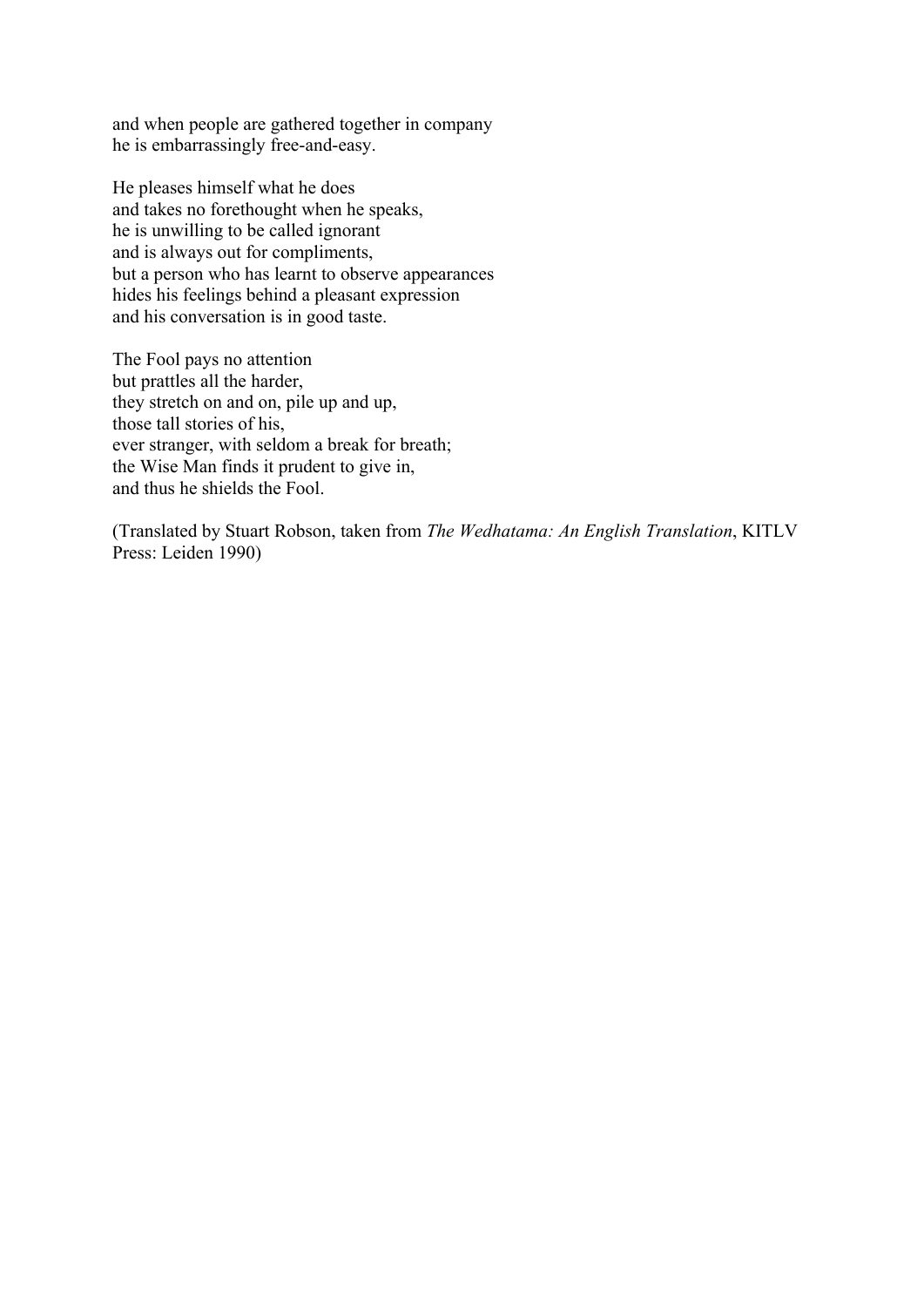and when people are gathered together in company  
he is embarrassingly free-and-easy.

He pleases himself what he does  
and takes no forethought when he speaks,  
he is unwilling to be called ignorant  
and is always out for compliments,  
but a person who has learnt to observe appearances  
hides his feelings behind a pleasant expression  
and his conversation is in good taste.

The Fool pays no attention  
but prattles all the harder,  
they stretch on and on, pile up and up,  
those tall stories of his,  
ever stranger, with seldom a break for breath;  
the Wise Man finds it prudent to give in,  
and thus he shields the Fool.

(Translated by Stuart Robson, taken from *The Wedhatama: An English Translation*, KITLV Press: Leiden 1990)